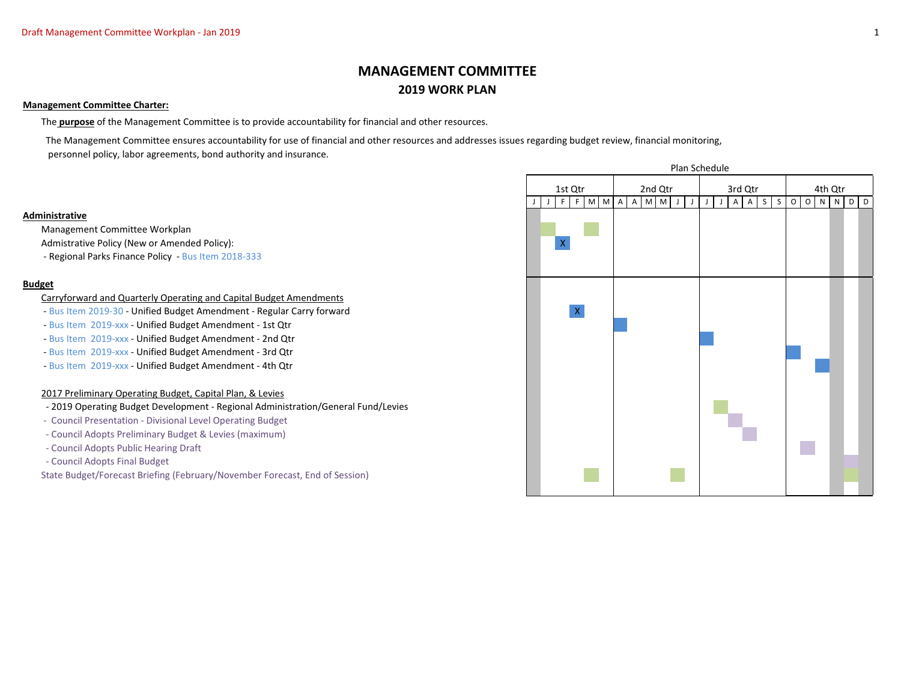# MANAGEMENT COMMITTEE

## 2019 WORK PLAN

**Management Committee Charter:**

The **purpose** of the Management Committee is to provide accountability for financial and other resources.

The Management Committee ensures accountability for use of financial and other resources and addresses issues regarding budget review, financial monitoring, personnel policy, labor agreements, bond authority and insurance.

Plan Schedule

| | 1st Qtr | | | | | | 2nd Qtr | | | | | | 3rd Qtr | | | | | | 4th Qtr | | | | | |
|---|---|---|---|---|---|---|---|---|---|---|---|---|---|---|---|---|---|---|---|---|---|---|---|---|
| | J | J | F | F | M | M | A | A | M | M | J | J | J | J | A | A | S | S | O | O | N | N | D | D |
| **Administrative** | | | | | | | | | | | | | | | | | | | | | | | | |
| Management Committee Workplan | | | | | | | | | | | | | | | | | | | | | | | | |
| Admistrative Policy (New or Amended Policy): | | | X | | | | | | | | | | | | | | | | | | | | | |
| - Regional Parks Finance Policy - Bus Item 2018-333 | | | | | | | | | | | | | | | | | | | | | | | | |
| **Budget** | | | | | | | | | | | | | | | | | | | | | | | | |
| Carryforward and Quarterly Operating and Capital Budget Amendments | | | | | | | | | | | | | | | | | | | | | | | | |
| - Bus Item 2019-30 - Unified Budget Amendment - Regular Carry forward | | | | | X | | | | | | | | | | | | | | | | | | | |
| - Bus Item 2019-xxx - Unified Budget Amendment - 1st Qtr | | | | | | | | | | | | | | | | | | | | | | | | |
| - Bus Item 2019-xxx - Unified Budget Amendment - 2nd Qtr | | | | | | | | | | | | | | | | | | | | | | | | |
| - Bus Item 2019-xxx - Unified Budget Amendment - 3rd Qtr | | | | | | | | | | | | | | | | | | | | | | | | |
| - Bus Item 2019-xxx - Unified Budget Amendment - 4th Qtr | | | | | | | | | | | | | | | | | | | | | | | | |
| 2017 Preliminary Operating Budget, Capital Plan, & Levies | | | | | | | | | | | | | | | | | | | | | | | | |
| - 2019 Operating Budget Development - Regional Administration/General Fund/Levies | | | | | | | | | | | | | | | | | | | | | | | | |
| - Council Presentation - Divisional Level Operating Budget | | | | | | | | | | | | | | | | | | | | | | | | |
| - Council Adopts Preliminary Budget & Levies (maximum) | | | | | | | | | | | | | | | | | | | | | | | | |
| - Council Adopts Public Hearing Draft | | | | | | | | | | | | | | | | | | | | | | | | |
| - Council Adopts Final Budget | | | | | | | | | | | | | | | | | | | | | | | | |
| State Budget/Forecast Briefing (February/November Forecast, End of Session) | | | | | | | | | | | | | | | | | | | | | | | | |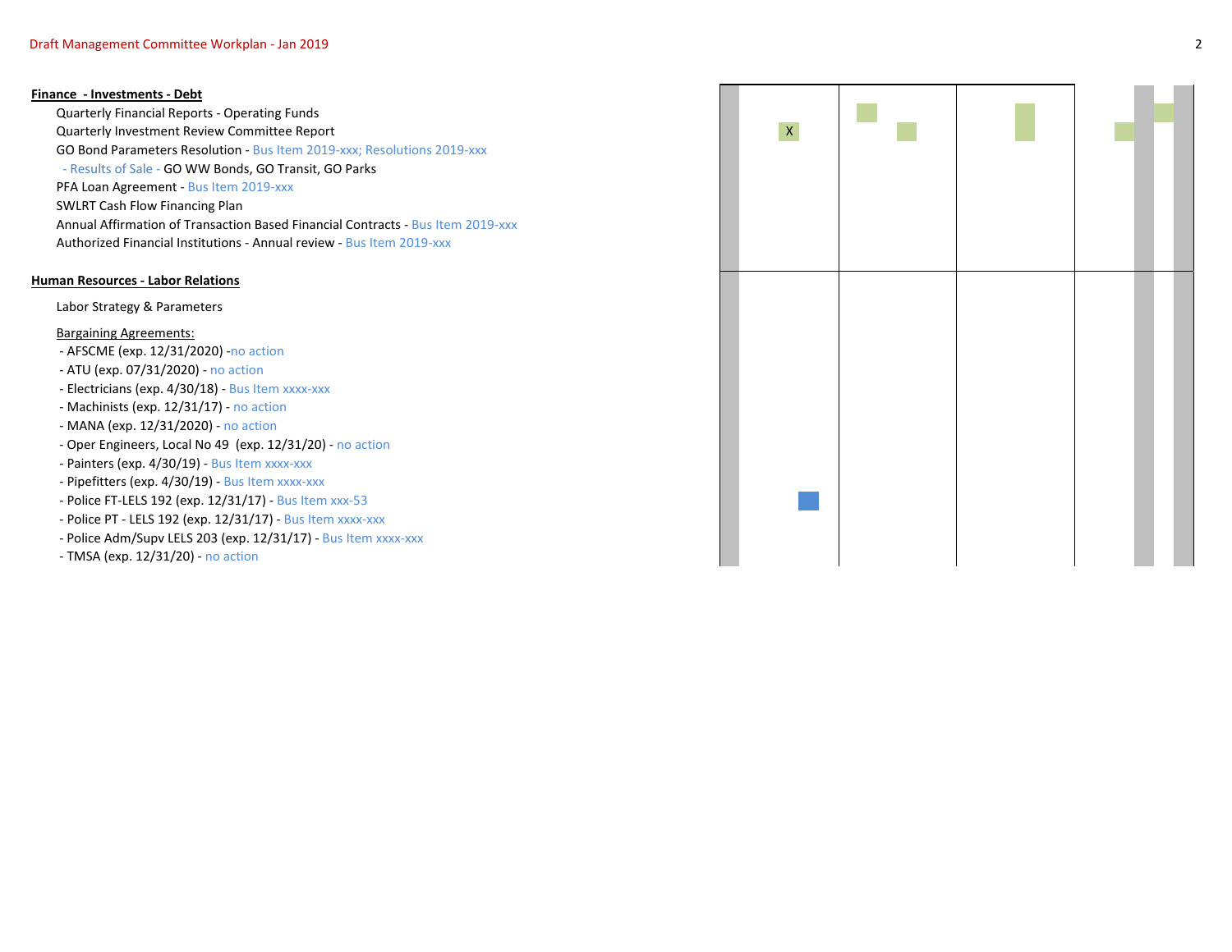**Finance - Investments - Debt**

- Quarterly Financial Reports - Operating Funds
- Quarterly Investment Review Committee Report — X
- GO Bond Parameters Resolution - Bus Item 2019-xxx; Resolutions 2019-xxx
  - Results of Sale - GO WW Bonds, GO Transit, GO Parks
- PFA Loan Agreement - Bus Item 2019-xxx
- SWLRT Cash Flow Financing Plan
- Annual Affirmation of Transaction Based Financial Contracts - Bus Item 2019-xxx
- Authorized Financial Institutions - Annual review - Bus Item 2019-xxx

**Human Resources - Labor Relations**

Labor Strategy & Parameters

Bargaining Agreements:

- AFSCME (exp. 12/31/2020) -no action
- ATU (exp. 07/31/2020) - no action
- Electricians (exp. 4/30/18) - Bus Item xxxx-xxx
- Machinists (exp. 12/31/17) - no action
- MANA (exp. 12/31/2020) - no action
- Oper Engineers, Local No 49 (exp. 12/31/20) - no action
- Painters (exp. 4/30/19) - Bus Item xxxx-xxx
- Pipefitters (exp. 4/30/19) - Bus Item xxxx-xxx
- Police FT-LELS 192 (exp. 12/31/17) - Bus Item xxx-53
- Police PT - LELS 192 (exp. 12/31/17) - Bus Item xxxx-xxx
- Police Adm/Supv LELS 203 (exp. 12/31/17) - Bus Item xxxx-xxx
- TMSA (exp. 12/31/20) - no action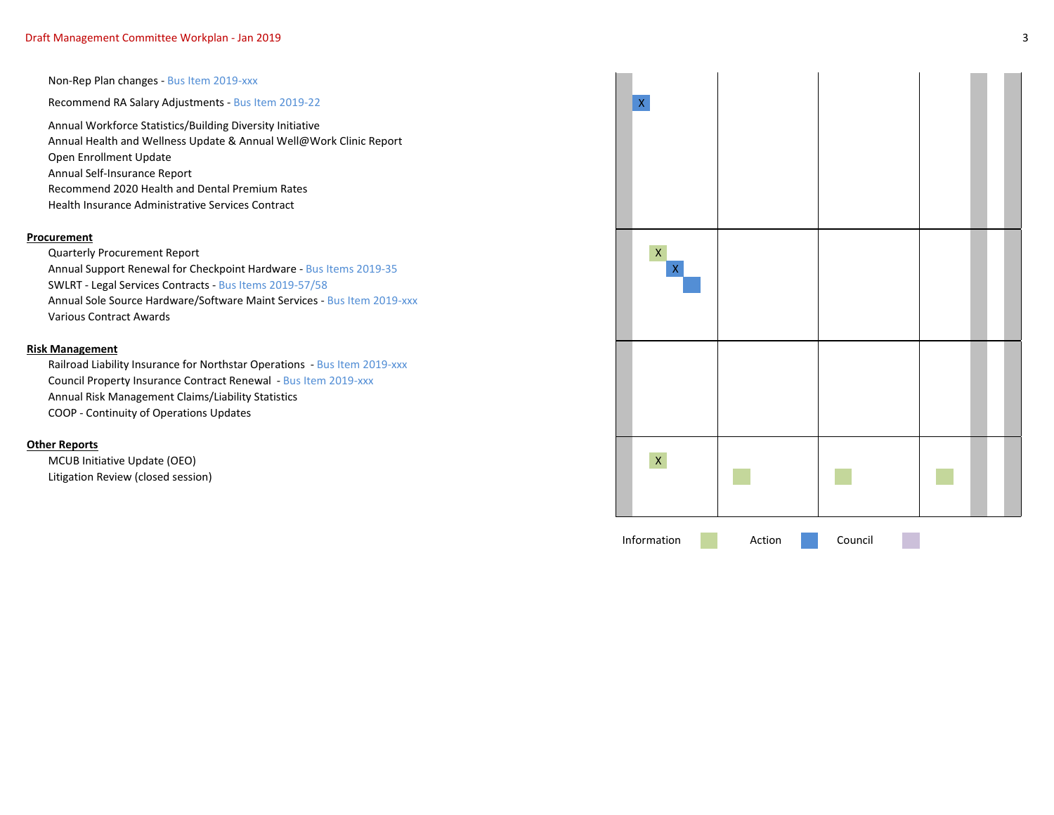Non-Rep Plan changes - Bus Item 2019-xxx

Recommend RA Salary Adjustments - Bus Item 2019-22

Annual Workforce Statistics/Building Diversity Initiative

Annual Health and Wellness Update & Annual Well@Work Clinic Report

Open Enrollment Update

Annual Self-Insurance Report

Recommend 2020 Health and Dental Premium Rates

Health Insurance Administrative Services Contract

**Procurement**

Quarterly Procurement Report

Annual Support Renewal for Checkpoint Hardware - Bus Items 2019-35

SWLRT - Legal Services Contracts - Bus Items 2019-57/58

Annual Sole Source Hardware/Software Maint Services - Bus Item 2019-xxx

Various Contract Awards

**Risk Management**

Railroad Liability Insurance for Northstar Operations - Bus Item 2019-xxx

Council Property Insurance Contract Renewal - Bus Item 2019-xxx

Annual Risk Management Claims/Liability Statistics

COOP - Continuity of Operations Updates

**Other Reports**

MCUB Initiative Update (OEO)

Litigation Review (closed session)

X
X
X
X

Information

Action

Council